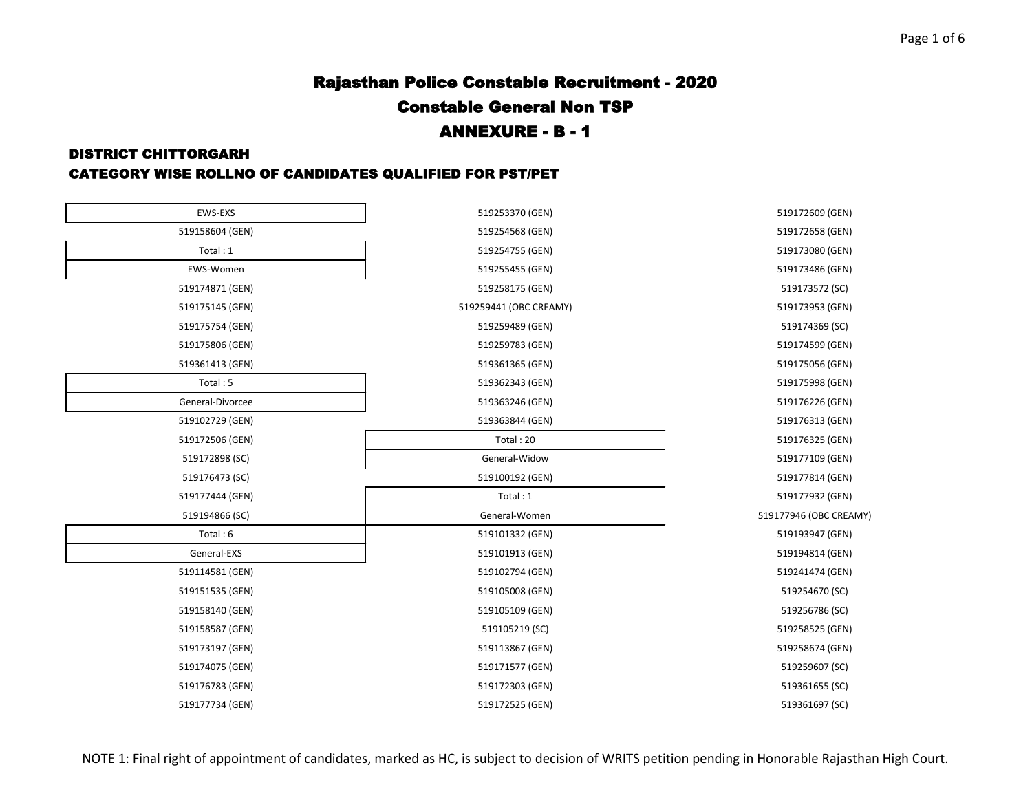# Rajasthan Police Constable Recruitment - 2020

## Constable General Non TSP

## ANNEXURE - B - 1

### DISTRICT CHITTORGARH

### CATEGORY WISE ROLLNO OF CANDIDATES QUALIFIED FOR PST/PET

**EWS-EXS**

519158604 (GEN)

Total : 1

**EWS-Women**

519174871 (GEN)
519175145 (GEN)
519175754 (GEN)
519175806 (GEN)
519361413 (GEN)

Total : 5

**General-Divorcee**

519102729 (GEN)
519172506 (GEN)
519172898 (SC)
519176473 (SC)
519177444 (GEN)
519194866 (SC)

Total : 6

**General-EXS**

519114581 (GEN)
519151535 (GEN)
519158140 (GEN)
519158587 (GEN)
519173197 (GEN)
519174075 (GEN)
519176783 (GEN)
519177734 (GEN)
519253370 (GEN)
519254568 (GEN)
519254755 (GEN)
519255455 (GEN)
519258175 (GEN)
519259441 (OBC CREAMY)
519259489 (GEN)
519259783 (GEN)
519361365 (GEN)
519362343 (GEN)
519363246 (GEN)
519363844 (GEN)

Total : 20

**General-Widow**

519100192 (GEN)

Total : 1

**General-Women**

519101332 (GEN)
519101913 (GEN)
519102794 (GEN)
519105008 (GEN)
519105109 (GEN)
519105219 (SC)
519113867 (GEN)
519171577 (GEN)
519172303 (GEN)
519172525 (GEN)
519172609 (GEN)
519172658 (GEN)
519173080 (GEN)
519173486 (GEN)
519173572 (SC)
519173953 (GEN)
519174369 (SC)
519174599 (GEN)
519175056 (GEN)
519175998 (GEN)
519176226 (GEN)
519176313 (GEN)
519176325 (GEN)
519177109 (GEN)
519177814 (GEN)
519177932 (GEN)
519177946 (OBC CREAMY)
519193947 (GEN)
519194814 (GEN)
519241474 (GEN)
519254670 (SC)
519256786 (SC)
519258525 (GEN)
519258674 (GEN)
519259607 (SC)
519361655 (SC)
519361697 (SC)

NOTE 1: Final right of appointment of candidates, marked as HC, is subject to decision of WRITS petition pending in Honorable Rajasthan High Court.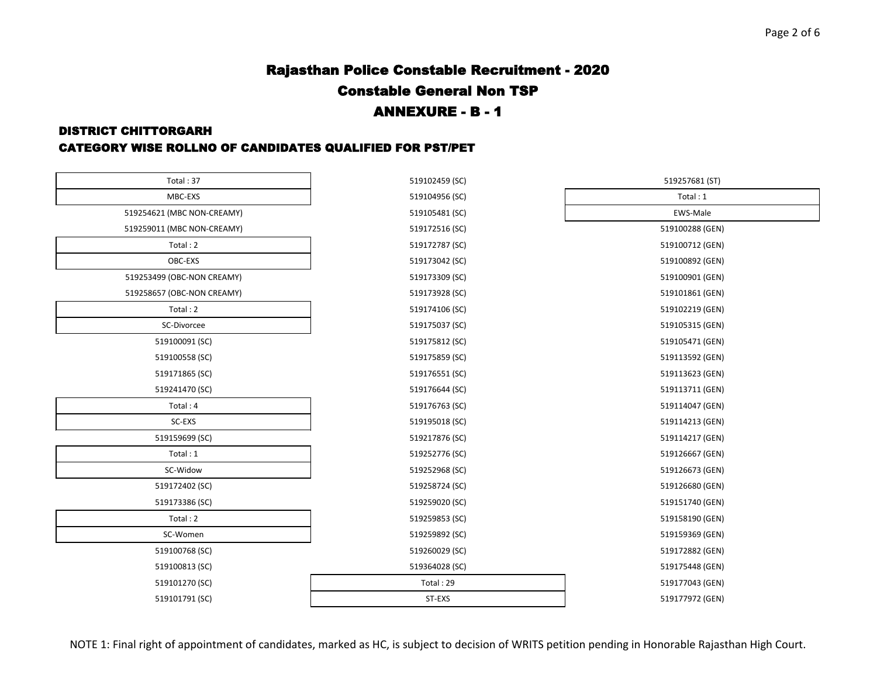# Rajasthan Police Constable Recruitment - 2020

## Constable General Non TSP

## ANNEXURE - B - 1

### DISTRICT CHITTORGARH

### CATEGORY WISE ROLLNO OF CANDIDATES QUALIFIED FOR PST/PET

Total : 37

**MBC-EXS**

519254621 (MBC NON-CREAMY)
519259011 (MBC NON-CREAMY)

Total : 2

**OBC-EXS**

519253499 (OBC-NON CREAMY)
519258657 (OBC-NON CREAMY)

Total : 2

**SC-Divorcee**

519100091 (SC)
519100558 (SC)
519171865 (SC)
519241470 (SC)

Total : 4

**SC-EXS**

519159699 (SC)

Total : 1

**SC-Widow**

519172402 (SC)
519173386 (SC)

Total : 2

**SC-Women**

519100768 (SC)
519100813 (SC)
519101270 (SC)
519101791 (SC)
519102459 (SC)
519104956 (SC)
519105481 (SC)
519172516 (SC)
519172787 (SC)
519173042 (SC)
519173309 (SC)
519173928 (SC)
519174106 (SC)
519175037 (SC)
519175812 (SC)
519175859 (SC)
519176551 (SC)
519176644 (SC)
519176763 (SC)
519195018 (SC)
519217876 (SC)
519252776 (SC)
519252968 (SC)
519258724 (SC)
519259020 (SC)
519259853 (SC)
519259892 (SC)
519260029 (SC)
519364028 (SC)

Total : 29

**ST-EXS**

519257681 (ST)

Total : 1

**EWS-Male**

519100288 (GEN)
519100712 (GEN)
519100892 (GEN)
519100901 (GEN)
519101861 (GEN)
519102219 (GEN)
519105315 (GEN)
519105471 (GEN)
519113592 (GEN)
519113623 (GEN)
519113711 (GEN)
519114047 (GEN)
519114213 (GEN)
519114217 (GEN)
519126667 (GEN)
519126673 (GEN)
519126680 (GEN)
519151740 (GEN)
519158190 (GEN)
519159369 (GEN)
519172882 (GEN)
519175448 (GEN)
519177043 (GEN)
519177972 (GEN)

NOTE 1: Final right of appointment of candidates, marked as HC, is subject to decision of WRITS petition pending in Honorable Rajasthan High Court.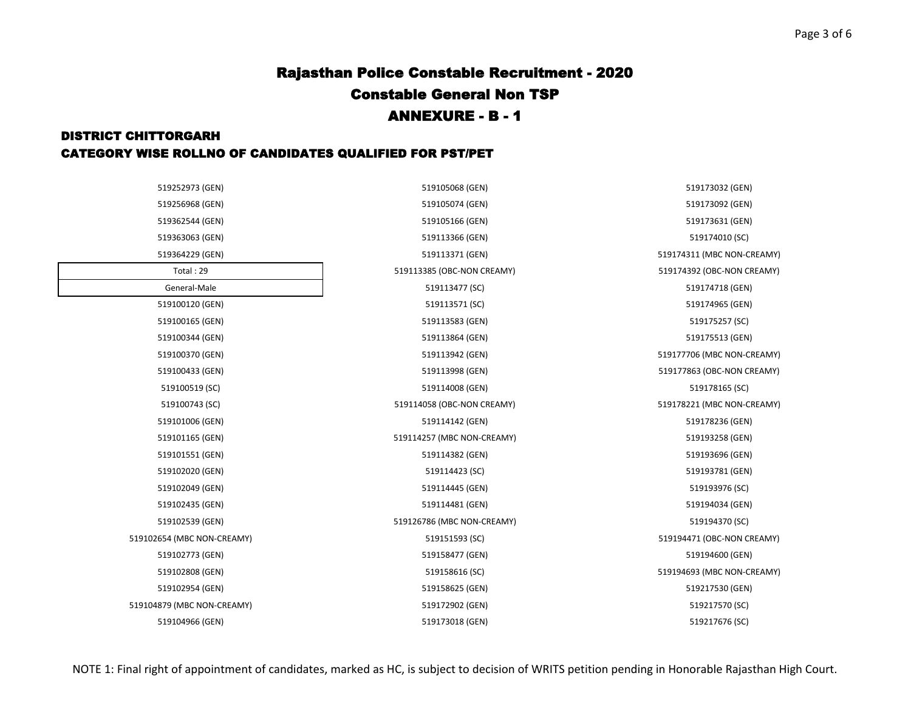# Rajasthan Police Constable Recruitment - 2020

## Constable General Non TSP

## ANNEXURE - B - 1

### DISTRICT CHITTORGARH

### CATEGORY WISE ROLLNO OF CANDIDATES QUALIFIED FOR PST/PET

519252973 (GEN)
519256968 (GEN)
519362544 (GEN)
519363063 (GEN)
519364229 (GEN)

| Total : 29 |
|---|
| General-Male |

519100120 (GEN)
519100165 (GEN)
519100344 (GEN)
519100370 (GEN)
519100433 (GEN)
519100519 (SC)
519100743 (SC)
519101006 (GEN)
519101165 (GEN)
519101551 (GEN)
519102020 (GEN)
519102049 (GEN)
519102435 (GEN)
519102539 (GEN)
519102654 (MBC NON-CREAMY)
519102773 (GEN)
519102808 (GEN)
519102954 (GEN)
519104879 (MBC NON-CREAMY)
519104966 (GEN)
519105068 (GEN)
519105074 (GEN)
519105166 (GEN)
519113366 (GEN)
519113371 (GEN)
519113385 (OBC-NON CREAMY)
519113477 (SC)
519113571 (SC)
519113583 (GEN)
519113864 (GEN)
519113942 (GEN)
519113998 (GEN)
519114008 (GEN)
519114058 (OBC-NON CREAMY)
519114142 (GEN)
519114257 (MBC NON-CREAMY)
519114382 (GEN)
519114423 (SC)
519114445 (GEN)
519114481 (GEN)
519126786 (MBC NON-CREAMY)
519151593 (SC)
519158477 (GEN)
519158616 (SC)
519158625 (GEN)
519172902 (GEN)
519173018 (GEN)
519173032 (GEN)
519173092 (GEN)
519173631 (GEN)
519174010 (SC)
519174311 (MBC NON-CREAMY)
519174392 (OBC-NON CREAMY)
519174718 (GEN)
519174965 (GEN)
519175257 (SC)
519175513 (GEN)
519177706 (MBC NON-CREAMY)
519177863 (OBC-NON CREAMY)
519178165 (SC)
519178221 (MBC NON-CREAMY)
519178236 (GEN)
519193258 (GEN)
519193696 (GEN)
519193781 (GEN)
519193976 (SC)
519194034 (GEN)
519194370 (SC)
519194471 (OBC-NON CREAMY)
519194600 (GEN)
519194693 (MBC NON-CREAMY)
519217530 (GEN)
519217570 (SC)
519217676 (SC)

NOTE 1: Final right of appointment of candidates, marked as HC, is subject to decision of WRITS petition pending in Honorable Rajasthan High Court.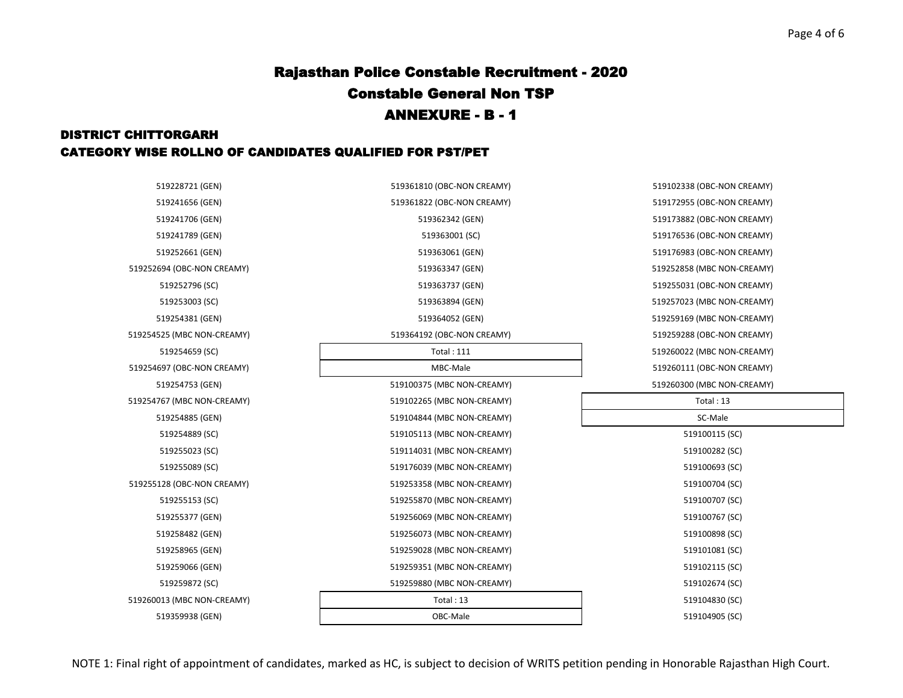# Rajasthan Police Constable Recruitment - 2020

## Constable General Non TSP

## ANNEXURE - B - 1

### DISTRICT CHITTORGARH

### CATEGORY WISE ROLLNO OF CANDIDATES QUALIFIED FOR PST/PET

519228721 (GEN)
519241656 (GEN)
519241706 (GEN)
519241789 (GEN)
519252661 (GEN)
519252694 (OBC-NON CREAMY)
519252796 (SC)
519253003 (SC)
519254381 (GEN)
519254525 (MBC NON-CREAMY)
519254659 (SC)
519254697 (OBC-NON CREAMY)
519254753 (GEN)
519254767 (MBC NON-CREAMY)
519254885 (GEN)
519254889 (SC)
519255023 (SC)
519255089 (SC)
519255128 (OBC-NON CREAMY)
519255153 (SC)
519255377 (GEN)
519258482 (GEN)
519258965 (GEN)
519259066 (GEN)
519259872 (SC)
519260013 (MBC NON-CREAMY)
519359938 (GEN)
519361810 (OBC-NON CREAMY)
519361822 (OBC-NON CREAMY)
519362342 (GEN)
519363001 (SC)
519363061 (GEN)
519363347 (GEN)
519363737 (GEN)
519363894 (GEN)
519364052 (GEN)
519364192 (OBC-NON CREAMY)

| Total : 111 |
|---|
| MBC-Male |

519100375 (MBC NON-CREAMY)
519102265 (MBC NON-CREAMY)
519104844 (MBC NON-CREAMY)
519105113 (MBC NON-CREAMY)
519114031 (MBC NON-CREAMY)
519176039 (MBC NON-CREAMY)
519253358 (MBC NON-CREAMY)
519255870 (MBC NON-CREAMY)
519256069 (MBC NON-CREAMY)
519256073 (MBC NON-CREAMY)
519259028 (MBC NON-CREAMY)
519259351 (MBC NON-CREAMY)
519259880 (MBC NON-CREAMY)

| Total : 13 |
|---|
| OBC-Male |

519102338 (OBC-NON CREAMY)
519172955 (OBC-NON CREAMY)
519173882 (OBC-NON CREAMY)
519176536 (OBC-NON CREAMY)
519176983 (OBC-NON CREAMY)
519252858 (MBC NON-CREAMY)
519255031 (OBC-NON CREAMY)
519257023 (MBC NON-CREAMY)
519259169 (MBC NON-CREAMY)
519259288 (OBC-NON CREAMY)
519260022 (MBC NON-CREAMY)
519260111 (OBC-NON CREAMY)
519260300 (MBC NON-CREAMY)

| Total : 13 |
|---|
| SC-Male |

519100115 (SC)
519100282 (SC)
519100693 (SC)
519100704 (SC)
519100707 (SC)
519100767 (SC)
519100898 (SC)
519101081 (SC)
519102115 (SC)
519102674 (SC)
519104830 (SC)
519104905 (SC)

NOTE 1: Final right of appointment of candidates, marked as HC, is subject to decision of WRITS petition pending in Honorable Rajasthan High Court.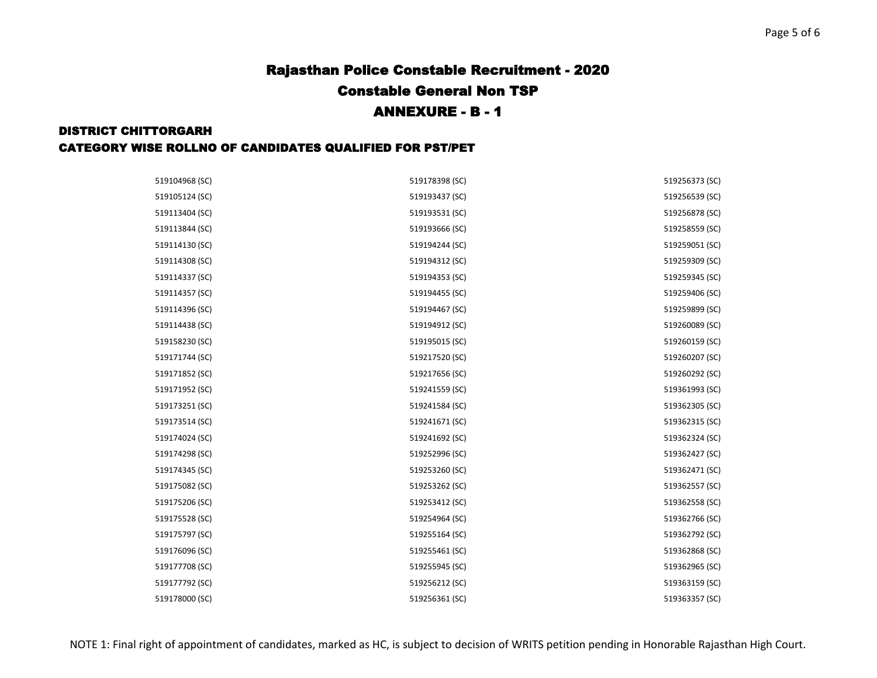# Rajasthan Police Constable Recruitment - 2020

## Constable General Non TSP

## ANNEXURE - B - 1

### DISTRICT CHITTORGARH

### CATEGORY WISE ROLLNO OF CANDIDATES QUALIFIED FOR PST/PET

519104968 (SC)
519105124 (SC)
519113404 (SC)
519113844 (SC)
519114130 (SC)
519114308 (SC)
519114337 (SC)
519114357 (SC)
519114396 (SC)
519114438 (SC)
519158230 (SC)
519171744 (SC)
519171852 (SC)
519171952 (SC)
519173251 (SC)
519173514 (SC)
519174024 (SC)
519174298 (SC)
519174345 (SC)
519175082 (SC)
519175206 (SC)
519175528 (SC)
519175797 (SC)
519176096 (SC)
519177708 (SC)
519177792 (SC)
519178000 (SC)
519178398 (SC)
519193437 (SC)
519193531 (SC)
519193666 (SC)
519194244 (SC)
519194312 (SC)
519194353 (SC)
519194455 (SC)
519194467 (SC)
519194912 (SC)
519195015 (SC)
519217520 (SC)
519217656 (SC)
519241559 (SC)
519241584 (SC)
519241671 (SC)
519241692 (SC)
519252996 (SC)
519253260 (SC)
519253262 (SC)
519253412 (SC)
519254964 (SC)
519255164 (SC)
519255461 (SC)
519255945 (SC)
519256212 (SC)
519256361 (SC)
519256373 (SC)
519256539 (SC)
519256878 (SC)
519258559 (SC)
519259051 (SC)
519259309 (SC)
519259345 (SC)
519259406 (SC)
519259899 (SC)
519260089 (SC)
519260159 (SC)
519260207 (SC)
519260292 (SC)
519361993 (SC)
519362305 (SC)
519362315 (SC)
519362324 (SC)
519362427 (SC)
519362471 (SC)
519362557 (SC)
519362558 (SC)
519362766 (SC)
519362792 (SC)
519362868 (SC)
519362965 (SC)
519363159 (SC)
519363357 (SC)

NOTE 1: Final right of appointment of candidates, marked as HC, is subject to decision of WRITS petition pending in Honorable Rajasthan High Court.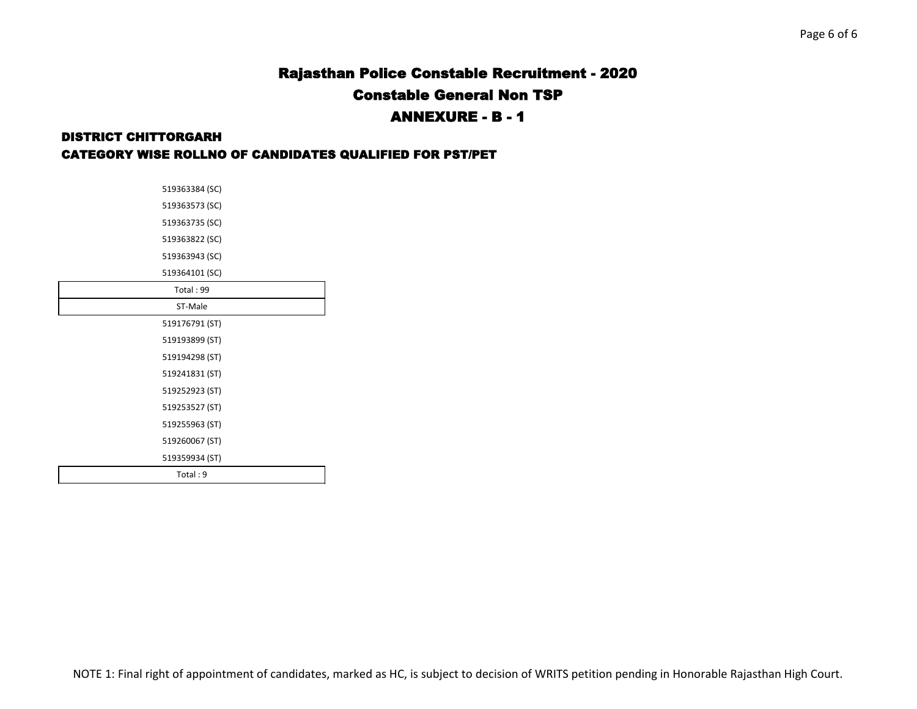# Rajasthan Police Constable Recruitment - 2020

## Constable General Non TSP

## ANNEXURE - B - 1

### DISTRICT CHITTORGARH

### CATEGORY WISE ROLLNO OF CANDIDATES QUALIFIED FOR PST/PET

| |
|---|
| 519363384 (SC) |
| 519363573 (SC) |
| 519363735 (SC) |
| 519363822 (SC) |
| 519363943 (SC) |
| 519364101 (SC) |
| Total : 99 |
| ST-Male |
| 519176791 (ST) |
| 519193899 (ST) |
| 519194298 (ST) |
| 519241831 (ST) |
| 519252923 (ST) |
| 519253527 (ST) |
| 519255963 (ST) |
| 519260067 (ST) |
| 519359934 (ST) |
| Total : 9 |

NOTE 1: Final right of appointment of candidates, marked as HC, is subject to decision of WRITS petition pending in Honorable Rajasthan High Court.